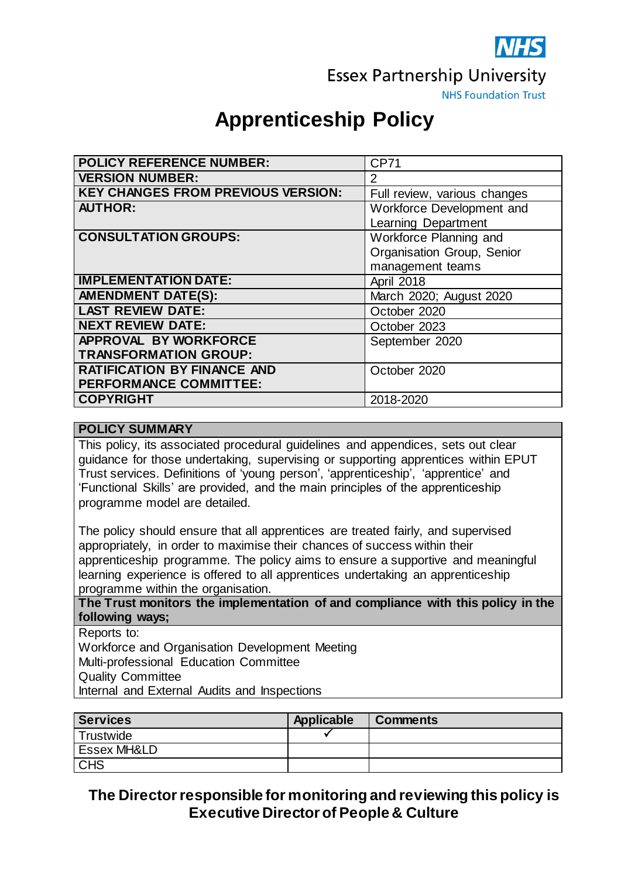NHS

Essex Partnership University

NHS Foundation Trust

# Apprenticeship Policy

| POLICY REFERENCE NUMBER: | CP71 |
|---|---|
| VERSION NUMBER: | 2 |
| KEY CHANGES FROM PREVIOUS VERSION: | Full review, various changes |
| AUTHOR: | Workforce Development and Learning Department |
| CONSULTATION GROUPS: | Workforce Planning and Organisation Group, Senior management teams |
| IMPLEMENTATION DATE: | April 2018 |
| AMENDMENT DATE(S): | March 2020; August 2020 |
| LAST REVIEW DATE: | October 2020 |
| NEXT REVIEW DATE: | October 2023 |
| APPROVAL BY WORKFORCE TRANSFORMATION GROUP: | September 2020 |
| RATIFICATION BY FINANCE AND PERFORMANCE COMMITTEE: | October 2020 |
| COPYRIGHT | 2018-2020 |

**POLICY SUMMARY**

This policy, its associated procedural guidelines and appendices, sets out clear guidance for those undertaking, supervising or supporting apprentices within EPUT Trust services. Definitions of 'young person', 'apprenticeship', 'apprentice' and 'Functional Skills' are provided, and the main principles of the apprenticeship programme model are detailed.

The policy should ensure that all apprentices are treated fairly, and supervised appropriately, in order to maximise their chances of success within their apprenticeship programme. The policy aims to ensure a supportive and meaningful learning experience is offered to all apprentices undertaking an apprenticeship programme within the organisation.

**The Trust monitors the implementation of and compliance with this policy in the following ways;**

Reports to:
Workforce and Organisation Development Meeting
Multi-professional Education Committee
Quality Committee
Internal and External Audits and Inspections

| Services | Applicable | Comments |
|---|---|---|
| Trustwide | ✓ | |
| Essex MH&LD | | |
| CHS | | |

**The Director responsible for monitoring and reviewing this policy is Executive Director of People & Culture**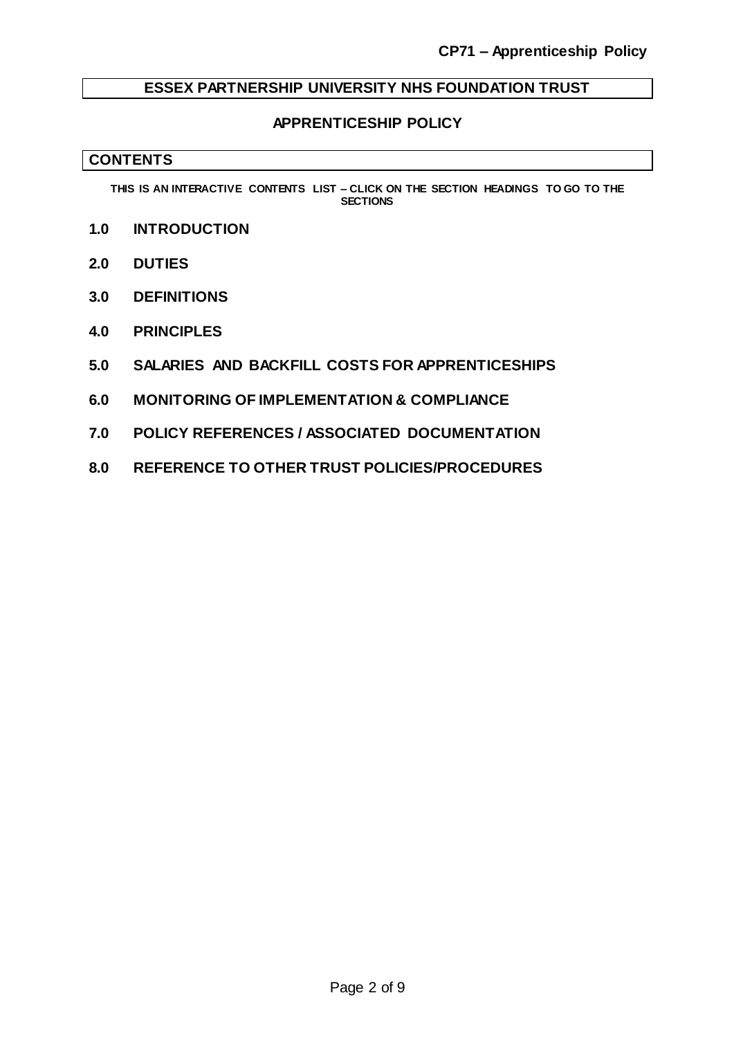**ESSEX PARTNERSHIP UNIVERSITY NHS FOUNDATION TRUST**

**APPRENTICESHIP POLICY**

## CONTENTS

**THIS IS AN INTERACTIVE CONTENTS LIST – CLICK ON THE SECTION HEADINGS TO GO TO THE SECTIONS**

**1.0 INTRODUCTION**

**2.0 DUTIES**

**3.0 DEFINITIONS**

**4.0 PRINCIPLES**

**5.0 SALARIES AND BACKFILL COSTS FOR APPRENTICESHIPS**

**6.0 MONITORING OF IMPLEMENTATION & COMPLIANCE**

**7.0 POLICY REFERENCES / ASSOCIATED DOCUMENTATION**

**8.0 REFERENCE TO OTHER TRUST POLICIES/PROCEDURES**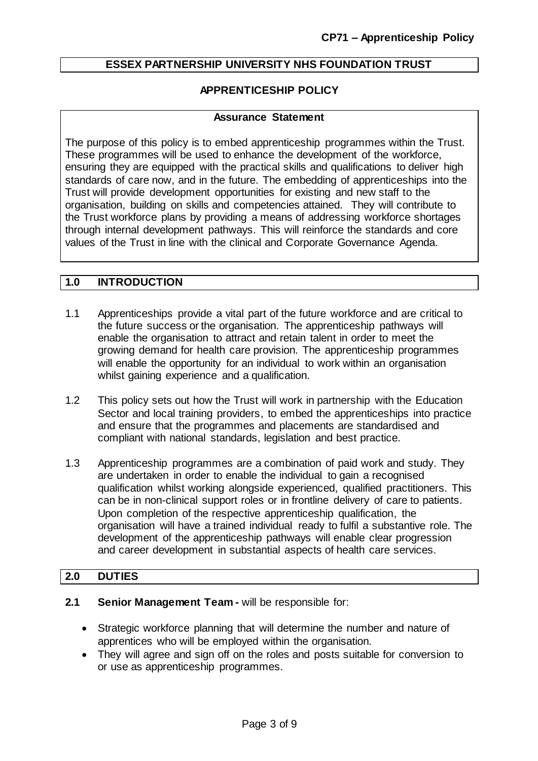**ESSEX PARTNERSHIP UNIVERSITY NHS FOUNDATION TRUST**

**APPRENTICESHIP POLICY**

**Assurance Statement**

The purpose of this policy is to embed apprenticeship programmes within the Trust. These programmes will be used to enhance the development of the workforce, ensuring they are equipped with the practical skills and qualifications to deliver high standards of care now, and in the future. The embedding of apprenticeships into the Trust will provide development opportunities for existing and new staff to the organisation, building on skills and competencies attained. They will contribute to the Trust workforce plans by providing a means of addressing workforce shortages through internal development pathways. This will reinforce the standards and core values of the Trust in line with the clinical and Corporate Governance Agenda.

## 1.0 INTRODUCTION

1.1 Apprenticeships provide a vital part of the future workforce and are critical to the future success or the organisation. The apprenticeship pathways will enable the organisation to attract and retain talent in order to meet the growing demand for health care provision. The apprenticeship programmes will enable the opportunity for an individual to work within an organisation whilst gaining experience and a qualification.

1.2 This policy sets out how the Trust will work in partnership with the Education Sector and local training providers, to embed the apprenticeships into practice and ensure that the programmes and placements are standardised and compliant with national standards, legislation and best practice.

1.3 Apprenticeship programmes are a combination of paid work and study. They are undertaken in order to enable the individual to gain a recognised qualification whilst working alongside experienced, qualified practitioners. This can be in non-clinical support roles or in frontline delivery of care to patients. Upon completion of the respective apprenticeship qualification, the organisation will have a trained individual ready to fulfil a substantive role. The development of the apprenticeship pathways will enable clear progression and career development in substantial aspects of health care services.

## 2.0 DUTIES

**2.1 Senior Management Team -** will be responsible for:

- Strategic workforce planning that will determine the number and nature of apprentices who will be employed within the organisation.
- They will agree and sign off on the roles and posts suitable for conversion to or use as apprenticeship programmes.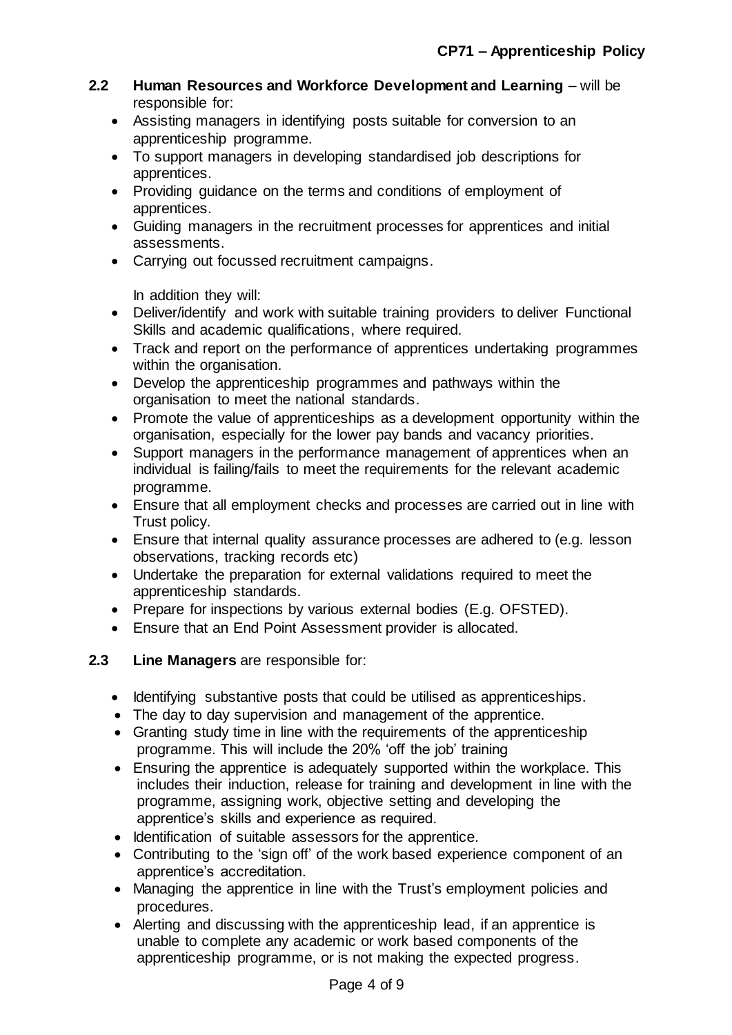**2.2 Human Resources and Workforce Development and Learning** – will be responsible for:

- Assisting managers in identifying posts suitable for conversion to an apprenticeship programme.
- To support managers in developing standardised job descriptions for apprentices.
- Providing guidance on the terms and conditions of employment of apprentices.
- Guiding managers in the recruitment processes for apprentices and initial assessments.
- Carrying out focussed recruitment campaigns.

In addition they will:

- Deliver/identify and work with suitable training providers to deliver Functional Skills and academic qualifications, where required.
- Track and report on the performance of apprentices undertaking programmes within the organisation.
- Develop the apprenticeship programmes and pathways within the organisation to meet the national standards.
- Promote the value of apprenticeships as a development opportunity within the organisation, especially for the lower pay bands and vacancy priorities.
- Support managers in the performance management of apprentices when an individual is failing/fails to meet the requirements for the relevant academic programme.
- Ensure that all employment checks and processes are carried out in line with Trust policy.
- Ensure that internal quality assurance processes are adhered to (e.g. lesson observations, tracking records etc)
- Undertake the preparation for external validations required to meet the apprenticeship standards.
- Prepare for inspections by various external bodies (E.g. OFSTED).
- Ensure that an End Point Assessment provider is allocated.

**2.3 Line Managers** are responsible for:

- Identifying substantive posts that could be utilised as apprenticeships.
- The day to day supervision and management of the apprentice.
- Granting study time in line with the requirements of the apprenticeship programme. This will include the 20% 'off the job' training
- Ensuring the apprentice is adequately supported within the workplace. This includes their induction, release for training and development in line with the programme, assigning work, objective setting and developing the apprentice's skills and experience as required.
- Identification of suitable assessors for the apprentice.
- Contributing to the 'sign off' of the work based experience component of an apprentice's accreditation.
- Managing the apprentice in line with the Trust's employment policies and procedures.
- Alerting and discussing with the apprenticeship lead, if an apprentice is unable to complete any academic or work based components of the apprenticeship programme, or is not making the expected progress.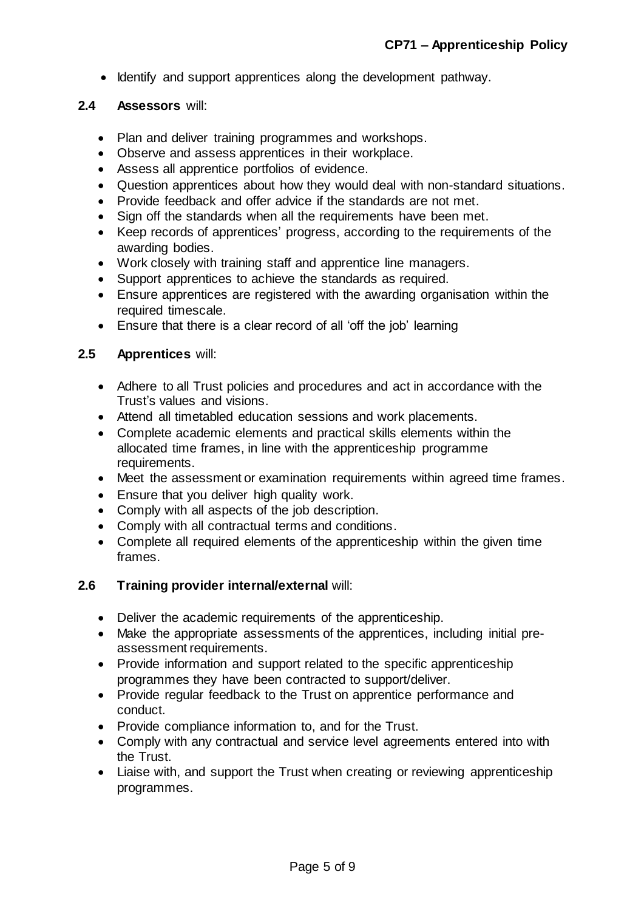- Identify and support apprentices along the development pathway.

### 2.4 **Assessors** will:

- Plan and deliver training programmes and workshops.
- Observe and assess apprentices in their workplace.
- Assess all apprentice portfolios of evidence.
- Question apprentices about how they would deal with non-standard situations.
- Provide feedback and offer advice if the standards are not met.
- Sign off the standards when all the requirements have been met.
- Keep records of apprentices' progress, according to the requirements of the awarding bodies.
- Work closely with training staff and apprentice line managers.
- Support apprentices to achieve the standards as required.
- Ensure apprentices are registered with the awarding organisation within the required timescale.
- Ensure that there is a clear record of all 'off the job' learning

### 2.5 **Apprentices** will:

- Adhere to all Trust policies and procedures and act in accordance with the Trust's values and visions.
- Attend all timetabled education sessions and work placements.
- Complete academic elements and practical skills elements within the allocated time frames, in line with the apprenticeship programme requirements.
- Meet the assessment or examination requirements within agreed time frames.
- Ensure that you deliver high quality work.
- Comply with all aspects of the job description.
- Comply with all contractual terms and conditions.
- Complete all required elements of the apprenticeship within the given time frames.

### 2.6 **Training provider internal/external** will:

- Deliver the academic requirements of the apprenticeship.
- Make the appropriate assessments of the apprentices, including initial pre-assessment requirements.
- Provide information and support related to the specific apprenticeship programmes they have been contracted to support/deliver.
- Provide regular feedback to the Trust on apprentice performance and conduct.
- Provide compliance information to, and for the Trust.
- Comply with any contractual and service level agreements entered into with the Trust.
- Liaise with, and support the Trust when creating or reviewing apprenticeship programmes.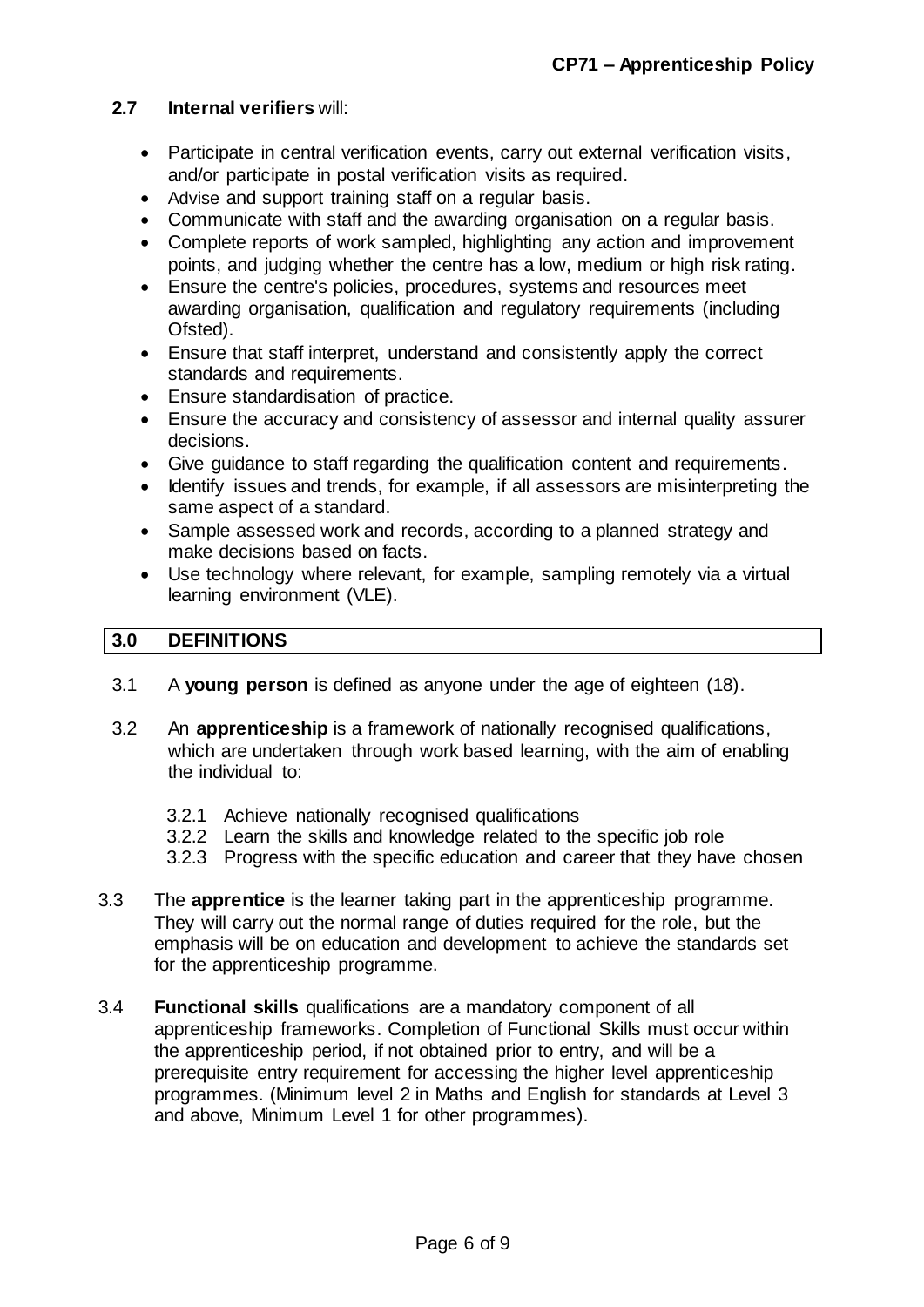### 2.7 Internal verifiers will:

- Participate in central verification events, carry out external verification visits, and/or participate in postal verification visits as required.
- Advise and support training staff on a regular basis.
- Communicate with staff and the awarding organisation on a regular basis.
- Complete reports of work sampled, highlighting any action and improvement points, and judging whether the centre has a low, medium or high risk rating.
- Ensure the centre's policies, procedures, systems and resources meet awarding organisation, qualification and regulatory requirements (including Ofsted).
- Ensure that staff interpret, understand and consistently apply the correct standards and requirements.
- Ensure standardisation of practice.
- Ensure the accuracy and consistency of assessor and internal quality assurer decisions.
- Give guidance to staff regarding the qualification content and requirements.
- Identify issues and trends, for example, if all assessors are misinterpreting the same aspect of a standard.
- Sample assessed work and records, according to a planned strategy and make decisions based on facts.
- Use technology where relevant, for example, sampling remotely via a virtual learning environment (VLE).

## 3.0 DEFINITIONS

3.1 A **young person** is defined as anyone under the age of eighteen (18).

3.2 An **apprenticeship** is a framework of nationally recognised qualifications, which are undertaken through work based learning, with the aim of enabling the individual to:

3.2.1 Achieve nationally recognised qualifications
3.2.2 Learn the skills and knowledge related to the specific job role
3.2.3 Progress with the specific education and career that they have chosen

3.3 The **apprentice** is the learner taking part in the apprenticeship programme. They will carry out the normal range of duties required for the role, but the emphasis will be on education and development to achieve the standards set for the apprenticeship programme.

3.4 **Functional skills** qualifications are a mandatory component of all apprenticeship frameworks. Completion of Functional Skills must occur within the apprenticeship period, if not obtained prior to entry, and will be a prerequisite entry requirement for accessing the higher level apprenticeship programmes. (Minimum level 2 in Maths and English for standards at Level 3 and above, Minimum Level 1 for other programmes).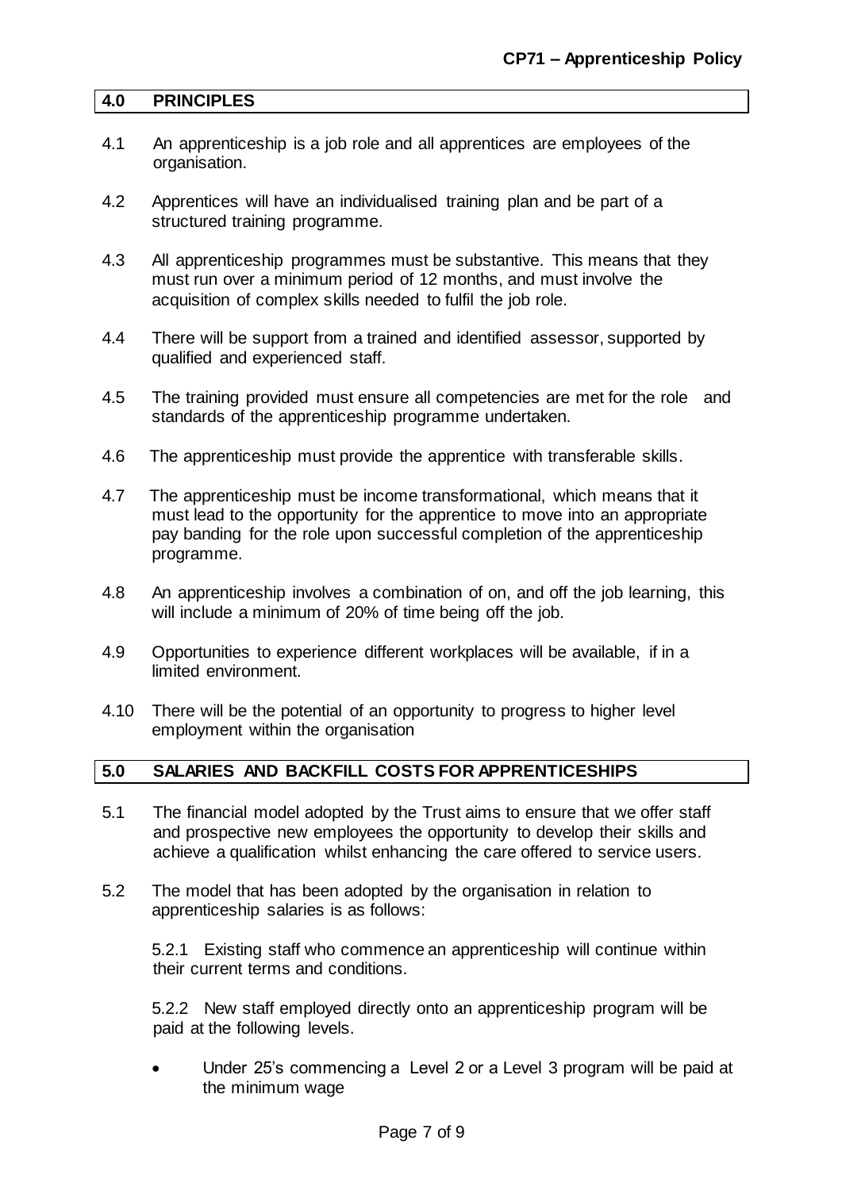## 4.0 PRINCIPLES

4.1 An apprenticeship is a job role and all apprentices are employees of the organisation.

4.2 Apprentices will have an individualised training plan and be part of a structured training programme.

4.3 All apprenticeship programmes must be substantive. This means that they must run over a minimum period of 12 months, and must involve the acquisition of complex skills needed to fulfil the job role.

4.4 There will be support from a trained and identified assessor, supported by qualified and experienced staff.

4.5 The training provided must ensure all competencies are met for the role and standards of the apprenticeship programme undertaken.

4.6 The apprenticeship must provide the apprentice with transferable skills.

4.7 The apprenticeship must be income transformational, which means that it must lead to the opportunity for the apprentice to move into an appropriate pay banding for the role upon successful completion of the apprenticeship programme.

4.8 An apprenticeship involves a combination of on, and off the job learning, this will include a minimum of 20% of time being off the job.

4.9 Opportunities to experience different workplaces will be available, if in a limited environment.

4.10 There will be the potential of an opportunity to progress to higher level employment within the organisation

## 5.0 SALARIES AND BACKFILL COSTS FOR APPRENTICESHIPS

5.1 The financial model adopted by the Trust aims to ensure that we offer staff and prospective new employees the opportunity to develop their skills and achieve a qualification whilst enhancing the care offered to service users.

5.2 The model that has been adopted by the organisation in relation to apprenticeship salaries is as follows:

5.2.1 Existing staff who commence an apprenticeship will continue within their current terms and conditions.

5.2.2 New staff employed directly onto an apprenticeship program will be paid at the following levels.

- Under 25's commencing a Level 2 or a Level 3 program will be paid at the minimum wage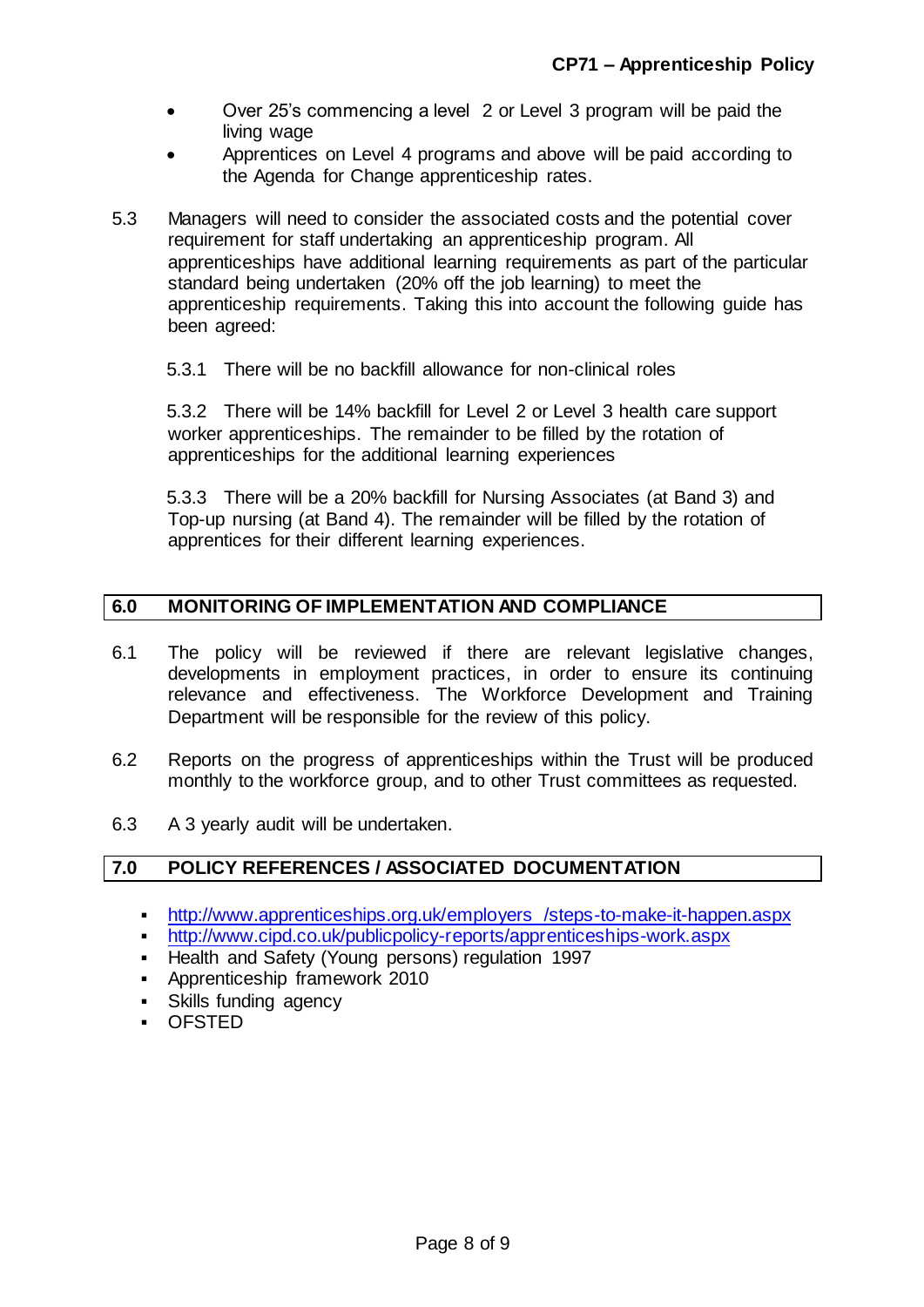- Over 25's commencing a level 2 or Level 3 program will be paid the living wage
- Apprentices on Level 4 programs and above will be paid according to the Agenda for Change apprenticeship rates.

5.3 Managers will need to consider the associated costs and the potential cover requirement for staff undertaking an apprenticeship program. All apprenticeships have additional learning requirements as part of the particular standard being undertaken (20% off the job learning) to meet the apprenticeship requirements. Taking this into account the following guide has been agreed:

5.3.1 There will be no backfill allowance for non-clinical roles

5.3.2 There will be 14% backfill for Level 2 or Level 3 health care support worker apprenticeships. The remainder to be filled by the rotation of apprenticeships for the additional learning experiences

5.3.3 There will be a 20% backfill for Nursing Associates (at Band 3) and Top-up nursing (at Band 4). The remainder will be filled by the rotation of apprentices for their different learning experiences.

## 6.0 MONITORING OF IMPLEMENTATION AND COMPLIANCE

6.1 The policy will be reviewed if there are relevant legislative changes, developments in employment practices, in order to ensure its continuing relevance and effectiveness. The Workforce Development and Training Department will be responsible for the review of this policy.

6.2 Reports on the progress of apprenticeships within the Trust will be produced monthly to the workforce group, and to other Trust committees as requested.

6.3 A 3 yearly audit will be undertaken.

## 7.0 POLICY REFERENCES / ASSOCIATED DOCUMENTATION

- http://www.apprenticeships.org.uk/employers /steps-to-make-it-happen.aspx
- http://www.cipd.co.uk/publicpolicy-reports/apprenticeships-work.aspx
- Health and Safety (Young persons) regulation 1997
- Apprenticeship framework 2010
- Skills funding agency
- OFSTED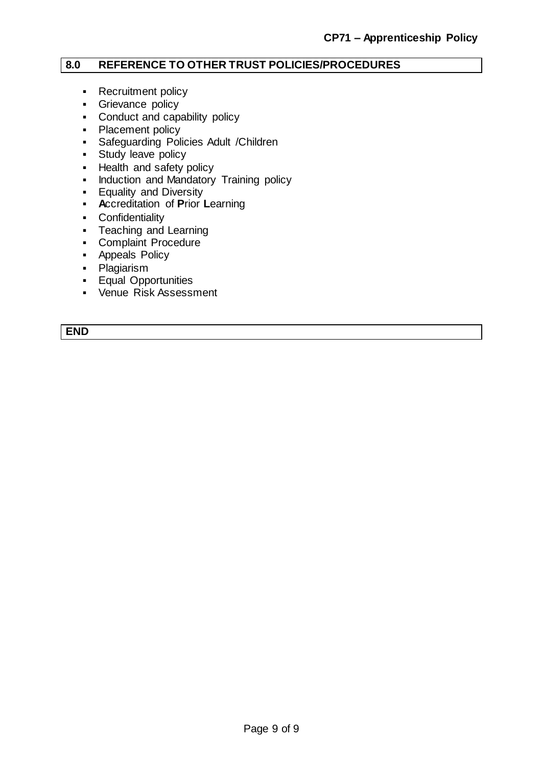## 8.0 REFERENCE TO OTHER TRUST POLICIES/PROCEDURES

- Recruitment policy
- Grievance policy
- Conduct and capability policy
- Placement policy
- Safeguarding Policies Adult /Children
- Study leave policy
- Health and safety policy
- Induction and Mandatory Training policy
- Equality and Diversity
- **A**ccreditation of **P**rior **L**earning
- Confidentiality
- Teaching and Learning
- Complaint Procedure
- Appeals Policy
- Plagiarism
- Equal Opportunities
- Venue Risk Assessment

**END**